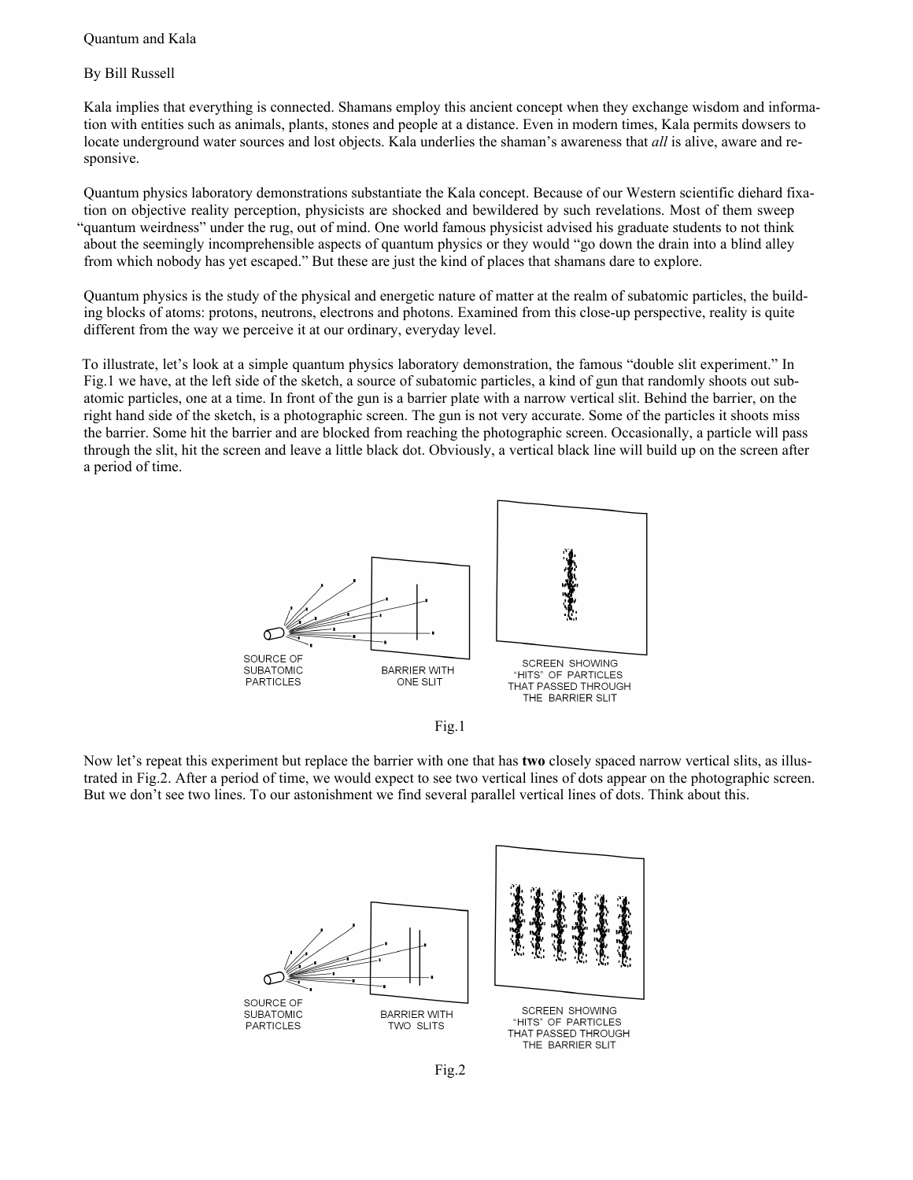Quantum and Kala

By Bill Russell

Kala implies that everything is connected. Shamans employ this ancient concept when they exchange wisdom and information with entities such as animals, plants, stones and people at a distance. Even in modern times, Kala permits dowsers to locate underground water sources and lost objects. Kala underlies the shaman's awareness that *all* is alive, aware and responsive.

Quantum physics laboratory demonstrations substantiate the Kala concept. Because of our Western scientific diehard fixation on objective reality perception, physicists are shocked and bewildered by such revelations. Most of them sweep "quantum weirdness" under the rug, out of mind. One world famous physicist advised his graduate students to not think about the seemingly incomprehensible aspects of quantum physics or they would "go down the drain into a blind alley from which nobody has yet escaped." But these are just the kind of places that shamans dare to explore.

Quantum physics is the study of the physical and energetic nature of matter at the realm of subatomic particles, the building blocks of atoms: protons, neutrons, electrons and photons. Examined from this close-up perspective, reality is quite different from the way we perceive it at our ordinary, everyday level.

To illustrate, let's look at a simple quantum physics laboratory demonstration, the famous "double slit experiment." In Fig.1 we have, at the left side of the sketch, a source of subatomic particles, a kind of gun that randomly shoots out subatomic particles, one at a time. In front of the gun is a barrier plate with a narrow vertical slit. Behind the barrier, on the right hand side of the sketch, is a photographic screen. The gun is not very accurate. Some of the particles it shoots miss the barrier. Some hit the barrier and are blocked from reaching the photographic screen. Occasionally, a particle will pass through the slit, hit the screen and leave a little black dot. Obviously, a vertical black line will build up on the screen after a period of time.

SOURCE OF SUBATOMIC PARTICLES — BARRIER WITH ONE SLIT — SCREEN SHOWING "HITS" OF PARTICLES THAT PASSED THROUGH THE BARRIER SLIT

Fig.1

Now let's repeat this experiment but replace the barrier with one that has **two** closely spaced narrow vertical slits, as illustrated in Fig.2. After a period of time, we would expect to see two vertical lines of dots appear on the photographic screen. But we don't see two lines. To our astonishment we find several parallel vertical lines of dots. Think about this.

SOURCE OF SUBATOMIC PARTICLES — BARRIER WITH TWO SLITS — SCREEN SHOWING "HITS" OF PARTICLES THAT PASSED THROUGH THE BARRIER SLIT

Fig.2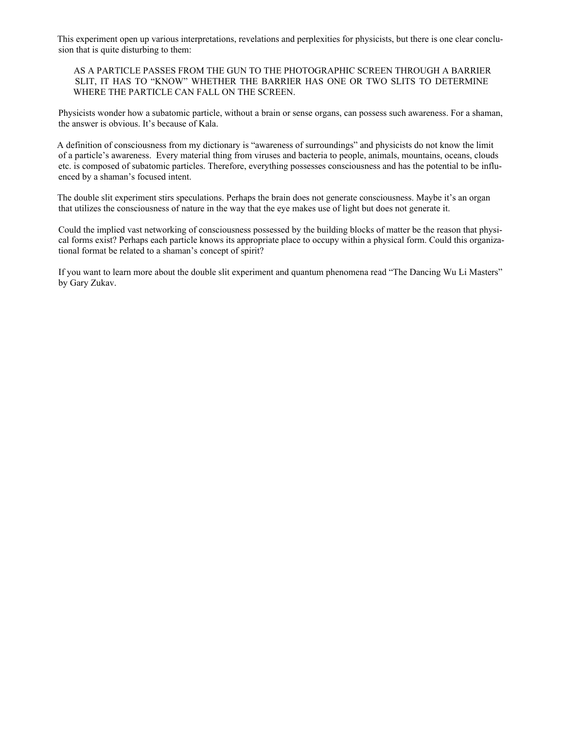This experiment open up various interpretations, revelations and perplexities for physicists, but there is one clear conclusion that is quite disturbing to them:

> AS A PARTICLE PASSES FROM THE GUN TO THE PHOTOGRAPHIC SCREEN THROUGH A BARRIER SLIT, IT HAS TO "KNOW" WHETHER THE BARRIER HAS ONE OR TWO SLITS TO DETERMINE WHERE THE PARTICLE CAN FALL ON THE SCREEN.

Physicists wonder how a subatomic particle, without a brain or sense organs, can possess such awareness. For a shaman, the answer is obvious. It's because of Kala.

A definition of consciousness from my dictionary is "awareness of surroundings" and physicists do not know the limit of a particle's awareness. Every material thing from viruses and bacteria to people, animals, mountains, oceans, clouds etc. is composed of subatomic particles. Therefore, everything possesses consciousness and has the potential to be influenced by a shaman's focused intent.

The double slit experiment stirs speculations. Perhaps the brain does not generate consciousness. Maybe it's an organ that utilizes the consciousness of nature in the way that the eye makes use of light but does not generate it.

Could the implied vast networking of consciousness possessed by the building blocks of matter be the reason that physical forms exist? Perhaps each particle knows its appropriate place to occupy within a physical form. Could this organizational format be related to a shaman's concept of spirit?

If you want to learn more about the double slit experiment and quantum phenomena read "The Dancing Wu Li Masters" by Gary Zukav.